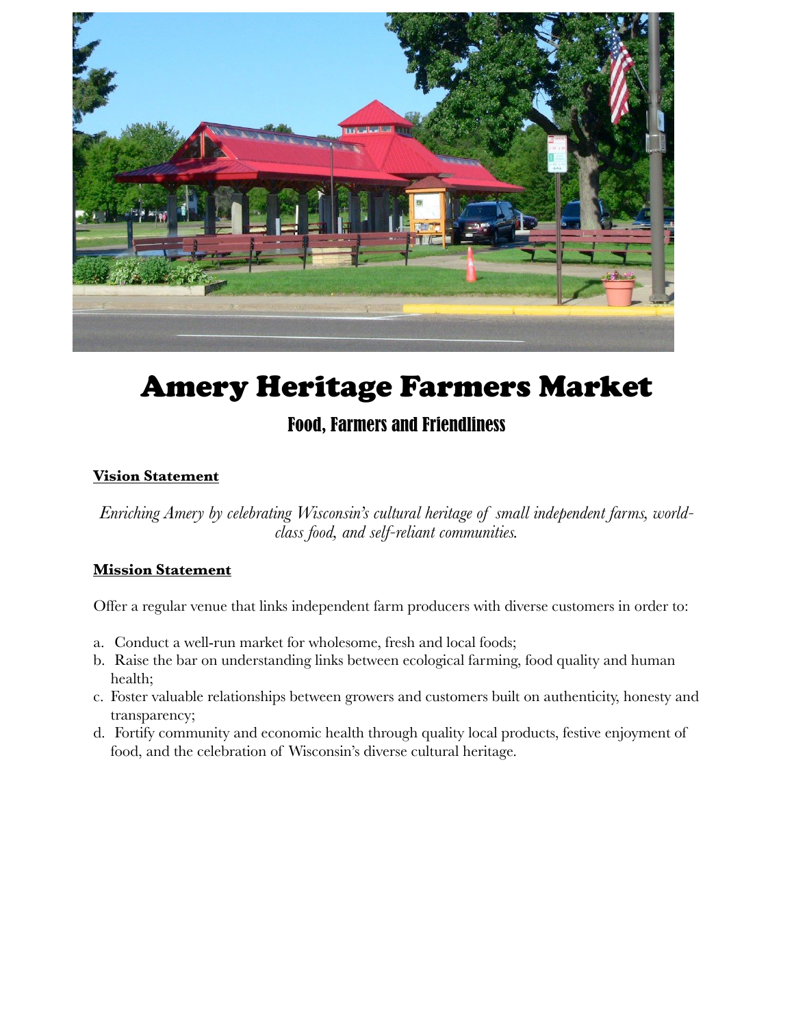# Amery Heritage Farmers Market

## Food, Farmers and Friendliness

**Vision Statement**

*Enriching Amery by celebrating Wisconsin's cultural heritage of small independent farms, world-class food, and self-reliant communities.*

**Mission Statement**

Offer a regular venue that links independent farm producers with diverse customers in order to:

a. Conduct a well-run market for wholesome, fresh and local foods;
b. Raise the bar on understanding links between ecological farming, food quality and human health;
c. Foster valuable relationships between growers and customers built on authenticity, honesty and transparency;
d. Fortify community and economic health through quality local products, festive enjoyment of food, and the celebration of Wisconsin's diverse cultural heritage.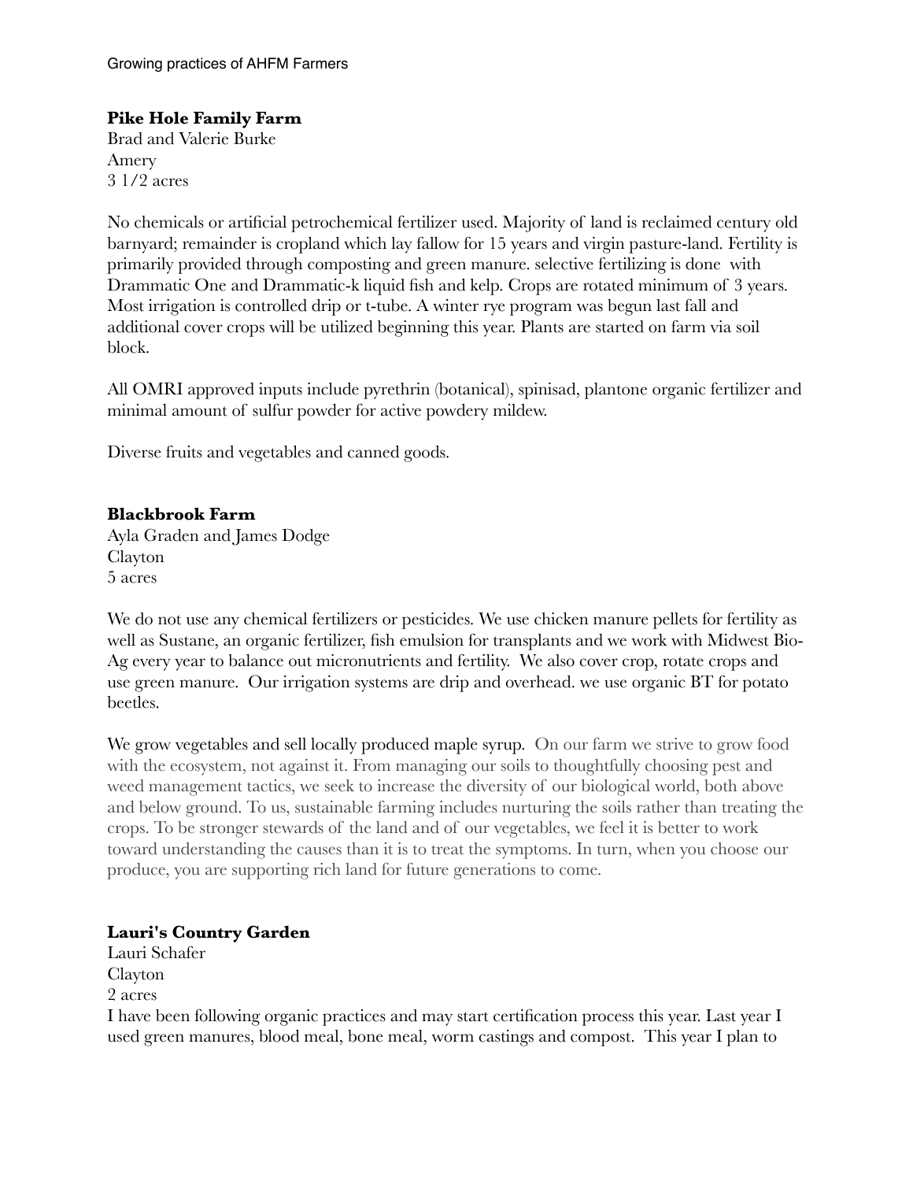### Pike Hole Family Farm

Brad and Valerie Burke
Amery
3 1/2 acres

No chemicals or artificial petrochemical fertilizer used. Majority of land is reclaimed century old barnyard; remainder is cropland which lay fallow for 15 years and virgin pasture-land. Fertility is primarily provided through composting and green manure. selective fertilizing is done with Drammatic One and Drammatic-k liquid fish and kelp. Crops are rotated minimum of 3 years. Most irrigation is controlled drip or t-tube. A winter rye program was begun last fall and additional cover crops will be utilized beginning this year. Plants are started on farm via soil block.

All OMRI approved inputs include pyrethrin (botanical), spinisad, plantone organic fertilizer and minimal amount of sulfur powder for active powdery mildew.

Diverse fruits and vegetables and canned goods.

### Blackbrook Farm

Ayla Graden and James Dodge
Clayton
5 acres

We do not use any chemical fertilizers or pesticides. We use chicken manure pellets for fertility as well as Sustane, an organic fertilizer, fish emulsion for transplants and we work with Midwest Bio-Ag every year to balance out micronutrients and fertility. We also cover crop, rotate crops and use green manure. Our irrigation systems are drip and overhead. we use organic BT for potato beetles.

We grow vegetables and sell locally produced maple syrup. On our farm we strive to grow food with the ecosystem, not against it. From managing our soils to thoughtfully choosing pest and weed management tactics, we seek to increase the diversity of our biological world, both above and below ground. To us, sustainable farming includes nurturing the soils rather than treating the crops. To be stronger stewards of the land and of our vegetables, we feel it is better to work toward understanding the causes than it is to treat the symptoms. In turn, when you choose our produce, you are supporting rich land for future generations to come.

### Lauri's Country Garden

Lauri Schafer
Clayton
2 acres
I have been following organic practices and may start certification process this year. Last year I used green manures, blood meal, bone meal, worm castings and compost. This year I plan to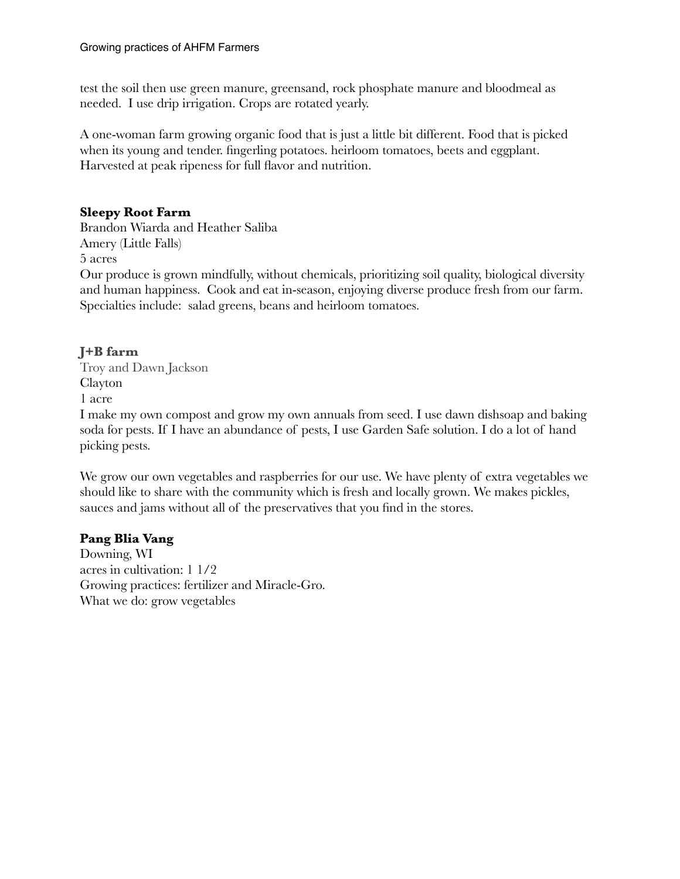test the soil then use green manure, greensand, rock phosphate manure and bloodmeal as needed. I use drip irrigation. Crops are rotated yearly.

A one-woman farm growing organic food that is just a little bit different. Food that is picked when its young and tender. fingerling potatoes. heirloom tomatoes, beets and eggplant. Harvested at peak ripeness for full flavor and nutrition.

**Sleepy Root Farm**
Brandon Wiarda and Heather Saliba
Amery (Little Falls)
5 acres
Our produce is grown mindfully, without chemicals, prioritizing soil quality, biological diversity and human happiness. Cook and eat in-season, enjoying diverse produce fresh from our farm. Specialties include: salad greens, beans and heirloom tomatoes.

**J+B farm**
Troy and Dawn Jackson
Clayton
1 acre
I make my own compost and grow my own annuals from seed. I use dawn dishsoap and baking soda for pests. If I have an abundance of pests, I use Garden Safe solution. I do a lot of hand picking pests.

We grow our own vegetables and raspberries for our use. We have plenty of extra vegetables we should like to share with the community which is fresh and locally grown. We makes pickles, sauces and jams without all of the preservatives that you find in the stores.

**Pang Blia Vang**
Downing, WI
acres in cultivation: 1 1/2
Growing practices: fertilizer and Miracle-Gro.
What we do: grow vegetables